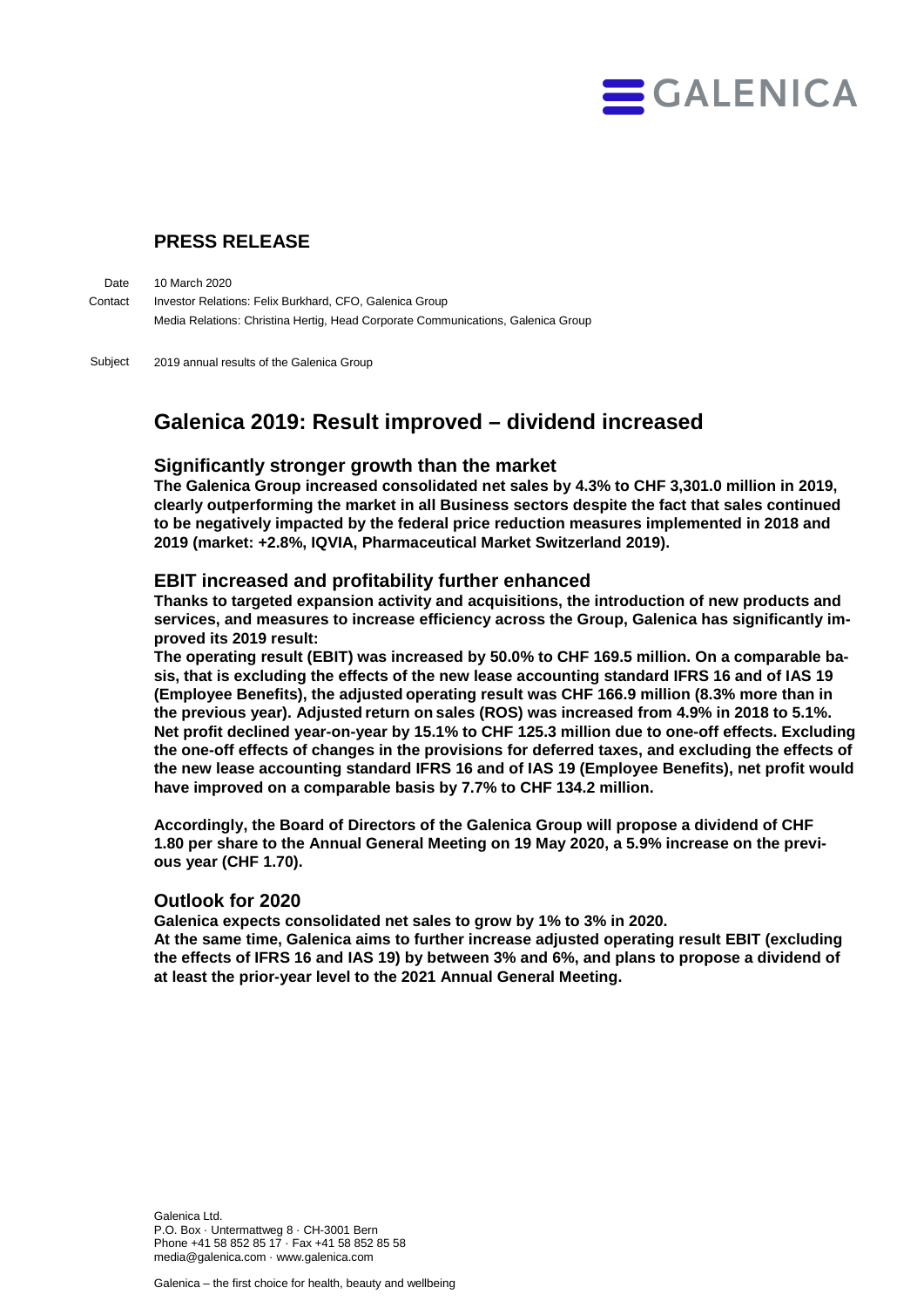GALENICA

## PRESS RELEASE

Date 10 March 2020

Contact Investor Relations: Felix Burkhard, CFO, Galenica Group

Media Relations: Christina Hertig, Head Corporate Communications, Galenica Group

Subject 2019 annual results of the Galenica Group

# Galenica 2019: Result improved – dividend increased

## Significantly stronger growth than the market

**The Galenica Group increased consolidated net sales by 4.3% to CHF 3,301.0 million in 2019, clearly outperforming the market in all Business sectors despite the fact that sales continued to be negatively impacted by the federal price reduction measures implemented in 2018 and 2019 (market: +2.8%, IQVIA, Pharmaceutical Market Switzerland 2019).**

## EBIT increased and profitability further enhanced

**Thanks to targeted expansion activity and acquisitions, the introduction of new products and services, and measures to increase efficiency across the Group, Galenica has significantly improved its 2019 result:**

**The operating result (EBIT) was increased by 50.0% to CHF 169.5 million. On a comparable basis, that is excluding the effects of the new lease accounting standard IFRS 16 and of IAS 19 (Employee Benefits), the adjusted operating result was CHF 166.9 million (8.3% more than in the previous year). Adjusted return on sales (ROS) was increased from 4.9% in 2018 to 5.1%. Net profit declined year-on-year by 15.1% to CHF 125.3 million due to one-off effects. Excluding the one-off effects of changes in the provisions for deferred taxes, and excluding the effects of the new lease accounting standard IFRS 16 and of IAS 19 (Employee Benefits), net profit would have improved on a comparable basis by 7.7% to CHF 134.2 million.**

**Accordingly, the Board of Directors of the Galenica Group will propose a dividend of CHF 1.80 per share to the Annual General Meeting on 19 May 2020, a 5.9% increase on the previous year (CHF 1.70).**

## Outlook for 2020

**Galenica expects consolidated net sales to grow by 1% to 3% in 2020.**
**At the same time, Galenica aims to further increase adjusted operating result EBIT (excluding the effects of IFRS 16 and IAS 19) by between 3% and 6%, and plans to propose a dividend of at least the prior-year level to the 2021 Annual General Meeting.**

Galenica Ltd.
P.O. Box · Untermattweg 8 · CH-3001 Bern
Phone +41 58 852 85 17 · Fax +41 58 852 85 58
media@galenica.com · www.galenica.com

Galenica – the first choice for health, beauty and wellbeing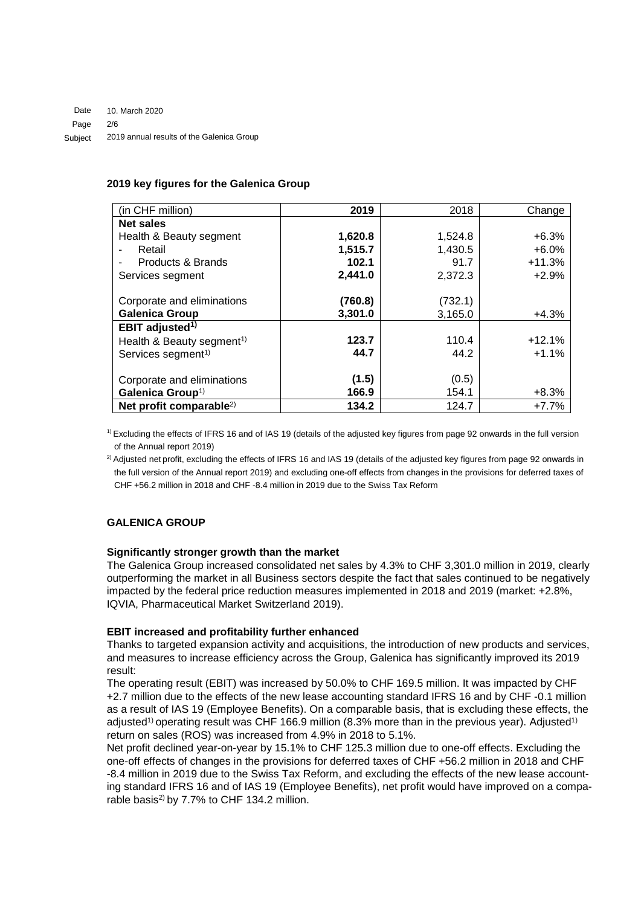Date 10. March 2020
Subject 2019 annual results of the Galenica Group

**2019 key figures for the Galenica Group**

| (in CHF million) | 2019 | 2018 | Change |
|---|---|---|---|
| **Net sales** | | | |
| Health & Beauty segment | **1,620.8** | 1,524.8 | +6.3% |
| - Retail | **1,515.7** | 1,430.5 | +6.0% |
| - Products & Brands | **102.1** | 91.7 | +11.3% |
| Services segment | **2,441.0** | 2,372.3 | +2.9% |
| Corporate and eliminations | **(760.8)** | (732.1) | |
| **Galenica Group** | **3,301.0** | 3,165.0 | +4.3% |
| **EBIT adjusted[1)]** | | | |
| Health & Beauty segment[1)] | **123.7** | 110.4 | +12.1% |
| Services segment[1)] | **44.7** | 44.2 | +1.1% |
| Corporate and eliminations | **(1.5)** | (0.5) | |
| **Galenica Group[1)]** | **166.9** | 154.1 | +8.3% |
| **Net profit comparable[2)]** | **134.2** | 124.7 | +7.7% |

[1)] Excluding the effects of IFRS 16 and of IAS 19 (details of the adjusted key figures from page 92 onwards in the full version of the Annual report 2019)

[2)] Adjusted net profit, excluding the effects of IFRS 16 and IAS 19 (details of the adjusted key figures from page 92 onwards in the full version of the Annual report 2019) and excluding one-off effects from changes in the provisions for deferred taxes of CHF +56.2 million in 2018 and CHF -8.4 million in 2019 due to the Swiss Tax Reform

## GALENICA GROUP

**Significantly stronger growth than the market**

The Galenica Group increased consolidated net sales by 4.3% to CHF 3,301.0 million in 2019, clearly outperforming the market in all Business sectors despite the fact that sales continued to be negatively impacted by the federal price reduction measures implemented in 2018 and 2019 (market: +2.8%, IQVIA, Pharmaceutical Market Switzerland 2019).

**EBIT increased and profitability further enhanced**

Thanks to targeted expansion activity and acquisitions, the introduction of new products and services, and measures to increase efficiency across the Group, Galenica has significantly improved its 2019 result:

The operating result (EBIT) was increased by 50.0% to CHF 169.5 million. It was impacted by CHF +2.7 million due to the effects of the new lease accounting standard IFRS 16 and by CHF -0.1 million as a result of IAS 19 (Employee Benefits). On a comparable basis, that is excluding these effects, the adjusted[1)] operating result was CHF 166.9 million (8.3% more than in the previous year). Adjusted[1)] return on sales (ROS) was increased from 4.9% in 2018 to 5.1%.

Net profit declined year-on-year by 15.1% to CHF 125.3 million due to one-off effects. Excluding the one-off effects of changes in the provisions for deferred taxes of CHF +56.2 million in 2018 and CHF -8.4 million in 2019 due to the Swiss Tax Reform, and excluding the effects of the new lease accounting standard IFRS 16 and of IAS 19 (Employee Benefits), net profit would have improved on a comparable basis[2)] by 7.7% to CHF 134.2 million.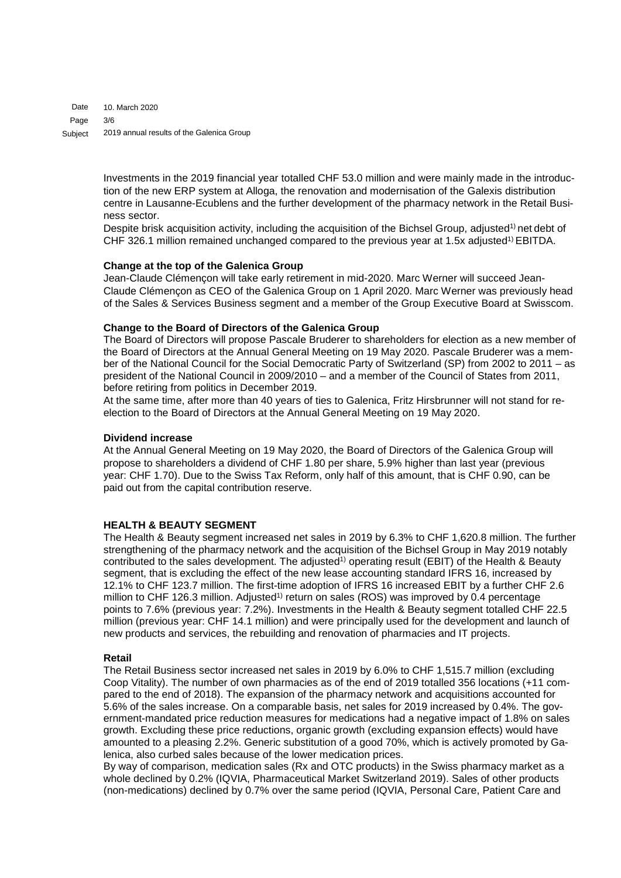Investments in the 2019 financial year totalled CHF 53.0 million and were mainly made in the introduction of the new ERP system at Alloga, the renovation and modernisation of the Galexis distribution centre in Lausanne-Ecublens and the further development of the pharmacy network in the Retail Business sector.

Despite brisk acquisition activity, including the acquisition of the Bichsel Group, adjusted[1)] net debt of CHF 326.1 million remained unchanged compared to the previous year at 1.5x adjusted[1)] EBITDA.

**Change at the top of the Galenica Group**

Jean-Claude Clémençon will take early retirement in mid-2020. Marc Werner will succeed Jean-Claude Clémençon as CEO of the Galenica Group on 1 April 2020. Marc Werner was previously head of the Sales & Services Business segment and a member of the Group Executive Board at Swisscom.

**Change to the Board of Directors of the Galenica Group**

The Board of Directors will propose Pascale Bruderer to shareholders for election as a new member of the Board of Directors at the Annual General Meeting on 19 May 2020. Pascale Bruderer was a member of the National Council for the Social Democratic Party of Switzerland (SP) from 2002 to 2011 – as president of the National Council in 2009/2010 – and a member of the Council of States from 2011, before retiring from politics in December 2019.

At the same time, after more than 40 years of ties to Galenica, Fritz Hirsbrunner will not stand for re-election to the Board of Directors at the Annual General Meeting on 19 May 2020.

**Dividend increase**

At the Annual General Meeting on 19 May 2020, the Board of Directors of the Galenica Group will propose to shareholders a dividend of CHF 1.80 per share, 5.9% higher than last year (previous year: CHF 1.70). Due to the Swiss Tax Reform, only half of this amount, that is CHF 0.90, can be paid out from the capital contribution reserve.

## HEALTH & BEAUTY SEGMENT

The Health & Beauty segment increased net sales in 2019 by 6.3% to CHF 1,620.8 million. The further strengthening of the pharmacy network and the acquisition of the Bichsel Group in May 2019 notably contributed to the sales development. The adjusted[1)] operating result (EBIT) of the Health & Beauty segment, that is excluding the effect of the new lease accounting standard IFRS 16, increased by 12.1% to CHF 123.7 million. The first-time adoption of IFRS 16 increased EBIT by a further CHF 2.6 million to CHF 126.3 million. Adjusted[1)] return on sales (ROS) was improved by 0.4 percentage points to 7.6% (previous year: 7.2%). Investments in the Health & Beauty segment totalled CHF 22.5 million (previous year: CHF 14.1 million) and were principally used for the development and launch of new products and services, the rebuilding and renovation of pharmacies and IT projects.

**Retail**

The Retail Business sector increased net sales in 2019 by 6.0% to CHF 1,515.7 million (excluding Coop Vitality). The number of own pharmacies as of the end of 2019 totalled 356 locations (+11 compared to the end of 2018). The expansion of the pharmacy network and acquisitions accounted for 5.6% of the sales increase. On a comparable basis, net sales for 2019 increased by 0.4%. The government-mandated price reduction measures for medications had a negative impact of 1.8% on sales growth. Excluding these price reductions, organic growth (excluding expansion effects) would have amounted to a pleasing 2.2%. Generic substitution of a good 70%, which is actively promoted by Galenica, also curbed sales because of the lower medication prices.

By way of comparison, medication sales (Rx and OTC products) in the Swiss pharmacy market as a whole declined by 0.2% (IQVIA, Pharmaceutical Market Switzerland 2019). Sales of other products (non-medications) declined by 0.7% over the same period (IQVIA, Personal Care, Patient Care and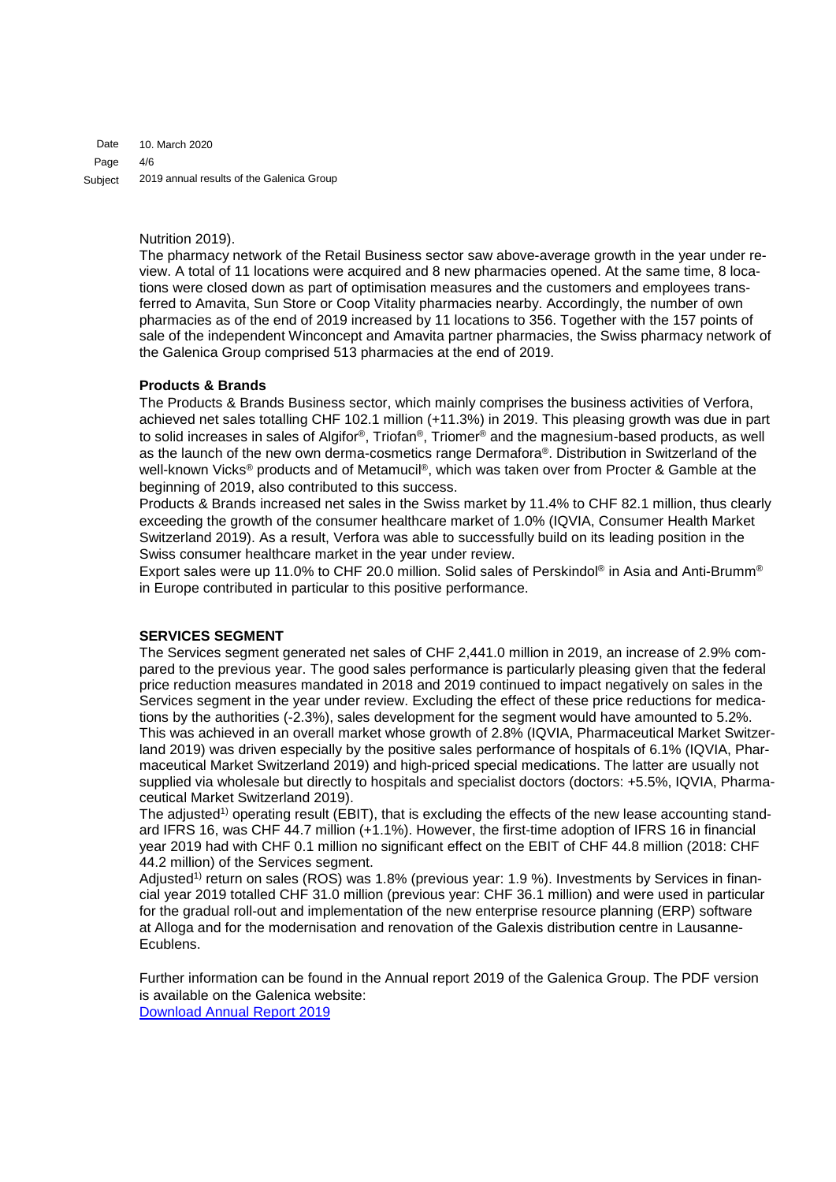Nutrition 2019).

The pharmacy network of the Retail Business sector saw above-average growth in the year under review. A total of 11 locations were acquired and 8 new pharmacies opened. At the same time, 8 locations were closed down as part of optimisation measures and the customers and employees transferred to Amavita, Sun Store or Coop Vitality pharmacies nearby. Accordingly, the number of own pharmacies as of the end of 2019 increased by 11 locations to 356. Together with the 157 points of sale of the independent Winconcept and Amavita partner pharmacies, the Swiss pharmacy network of the Galenica Group comprised 513 pharmacies at the end of 2019.

### Products & Brands

The Products & Brands Business sector, which mainly comprises the business activities of Verfora, achieved net sales totalling CHF 102.1 million (+11.3%) in 2019. This pleasing growth was due in part to solid increases in sales of Algifor®, Triofan®, Triomer® and the magnesium-based products, as well as the launch of the new own derma-cosmetics range Dermafora®. Distribution in Switzerland of the well-known Vicks® products and of Metamucil®, which was taken over from Procter & Gamble at the beginning of 2019, also contributed to this success.

Products & Brands increased net sales in the Swiss market by 11.4% to CHF 82.1 million, thus clearly exceeding the growth of the consumer healthcare market of 1.0% (IQVIA, Consumer Health Market Switzerland 2019). As a result, Verfora was able to successfully build on its leading position in the Swiss consumer healthcare market in the year under review.

Export sales were up 11.0% to CHF 20.0 million. Solid sales of Perskindol® in Asia and Anti-Brumm® in Europe contributed in particular to this positive performance.

## SERVICES SEGMENT

The Services segment generated net sales of CHF 2,441.0 million in 2019, an increase of 2.9% compared to the previous year. The good sales performance is particularly pleasing given that the federal price reduction measures mandated in 2018 and 2019 continued to impact negatively on sales in the Services segment in the year under review. Excluding the effect of these price reductions for medications by the authorities (-2.3%), sales development for the segment would have amounted to 5.2%. This was achieved in an overall market whose growth of 2.8% (IQVIA, Pharmaceutical Market Switzerland 2019) was driven especially by the positive sales performance of hospitals of 6.1% (IQVIA, Pharmaceutical Market Switzerland 2019) and high-priced special medications. The latter are usually not supplied via wholesale but directly to hospitals and specialist doctors (doctors: +5.5%, IQVIA, Pharmaceutical Market Switzerland 2019).

The adjusted[1)] operating result (EBIT), that is excluding the effects of the new lease accounting standard IFRS 16, was CHF 44.7 million (+1.1%). However, the first-time adoption of IFRS 16 in financial year 2019 had with CHF 0.1 million no significant effect on the EBIT of CHF 44.8 million (2018: CHF 44.2 million) of the Services segment.

Adjusted[1)] return on sales (ROS) was 1.8% (previous year: 1.9 %). Investments by Services in financial year 2019 totalled CHF 31.0 million (previous year: CHF 36.1 million) and were used in particular for the gradual roll-out and implementation of the new enterprise resource planning (ERP) software at Alloga and for the modernisation and renovation of the Galexis distribution centre in Lausanne-Ecublens.

Further information can be found in the Annual report 2019 of the Galenica Group. The PDF version is available on the Galenica website:
[Download Annual Report 2019]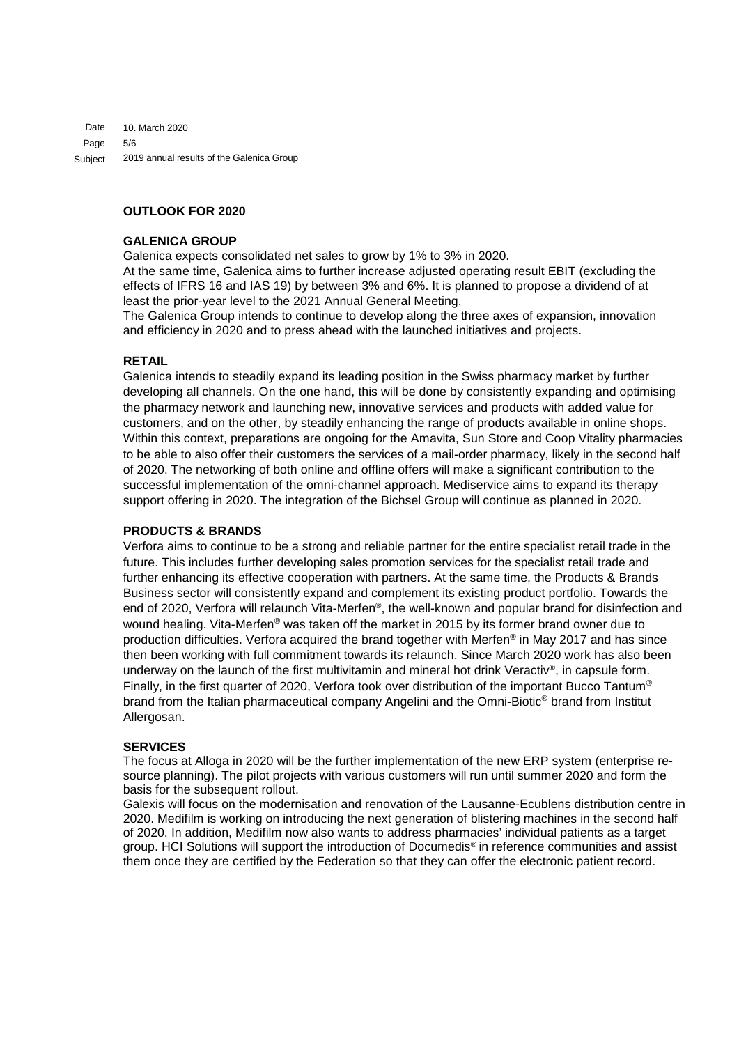## OUTLOOK FOR 2020

### GALENICA GROUP

Galenica expects consolidated net sales to grow by 1% to 3% in 2020.
At the same time, Galenica aims to further increase adjusted operating result EBIT (excluding the effects of IFRS 16 and IAS 19) by between 3% and 6%. It is planned to propose a dividend of at least the prior-year level to the 2021 Annual General Meeting.
The Galenica Group intends to continue to develop along the three axes of expansion, innovation and efficiency in 2020 and to press ahead with the launched initiatives and projects.

### RETAIL

Galenica intends to steadily expand its leading position in the Swiss pharmacy market by further developing all channels. On the one hand, this will be done by consistently expanding and optimising the pharmacy network and launching new, innovative services and products with added value for customers, and on the other, by steadily enhancing the range of products available in online shops. Within this context, preparations are ongoing for the Amavita, Sun Store and Coop Vitality pharmacies to be able to also offer their customers the services of a mail-order pharmacy, likely in the second half of 2020. The networking of both online and offline offers will make a significant contribution to the successful implementation of the omni-channel approach. Mediservice aims to expand its therapy support offering in 2020. The integration of the Bichsel Group will continue as planned in 2020.

### PRODUCTS & BRANDS

Verfora aims to continue to be a strong and reliable partner for the entire specialist retail trade in the future. This includes further developing sales promotion services for the specialist retail trade and further enhancing its effective cooperation with partners. At the same time, the Products & Brands Business sector will consistently expand and complement its existing product portfolio. Towards the end of 2020, Verfora will relaunch Vita-Merfen®, the well-known and popular brand for disinfection and wound healing. Vita-Merfen® was taken off the market in 2015 by its former brand owner due to production difficulties. Verfora acquired the brand together with Merfen® in May 2017 and has since then been working with full commitment towards its relaunch. Since March 2020 work has also been underway on the launch of the first multivitamin and mineral hot drink Veractiv®, in capsule form. Finally, in the first quarter of 2020, Verfora took over distribution of the important Bucco Tantum® brand from the Italian pharmaceutical company Angelini and the Omni-Biotic® brand from Institut Allergosan.

### SERVICES

The focus at Alloga in 2020 will be the further implementation of the new ERP system (enterprise resource planning). The pilot projects with various customers will run until summer 2020 and form the basis for the subsequent rollout.
Galexis will focus on the modernisation and renovation of the Lausanne-Ecublens distribution centre in 2020. Medifilm is working on introducing the next generation of blistering machines in the second half of 2020. In addition, Medifilm now also wants to address pharmacies' individual patients as a target group. HCI Solutions will support the introduction of Documedis® in reference communities and assist them once they are certified by the Federation so that they can offer the electronic patient record.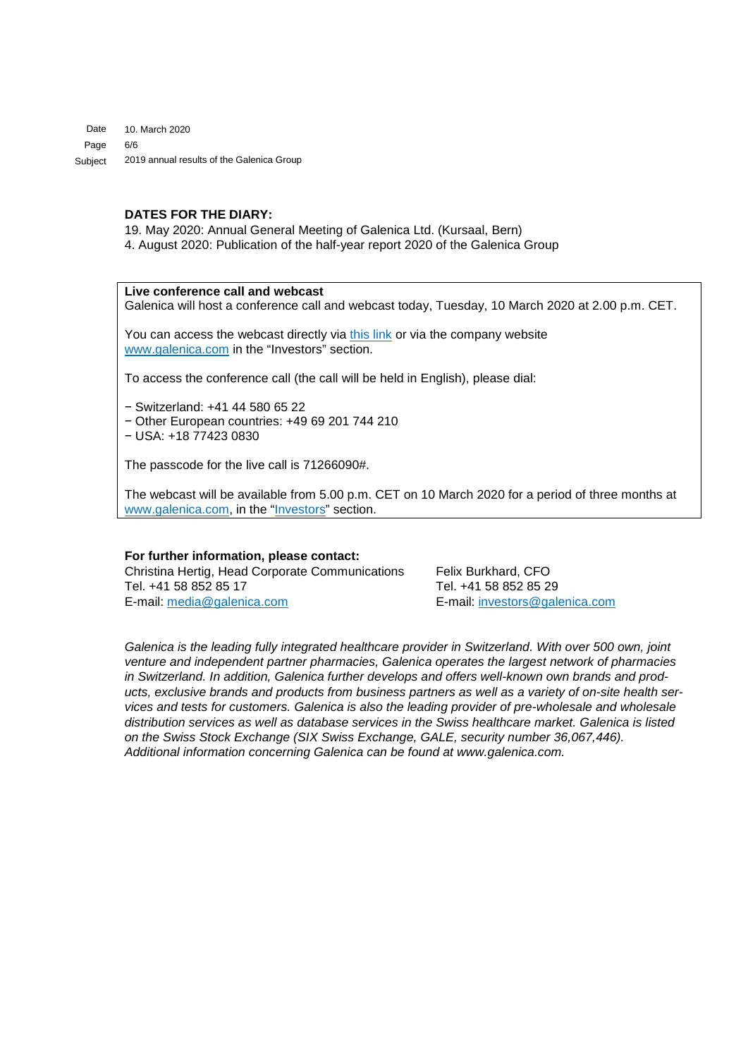**DATES FOR THE DIARY:**

19. May 2020: Annual General Meeting of Galenica Ltd. (Kursaal, Bern)

4. August 2020: Publication of the half-year report 2020 of the Galenica Group

**Live conference call and webcast**

Galenica will host a conference call and webcast today, Tuesday, 10 March 2020 at 2.00 p.m. CET.

You can access the webcast directly via this link or via the company website www.galenica.com in the "Investors" section.

To access the conference call (the call will be held in English), please dial:

- Switzerland: +41 44 580 65 22
- Other European countries: +49 69 201 744 210
- USA: +18 77423 0830

The passcode for the live call is 71266090#.

The webcast will be available from 5.00 p.m. CET on 10 March 2020 for a period of three months at www.galenica.com, in the "Investors" section.

**For further information, please contact:**

Christina Hertig, Head Corporate Communications
Tel. +41 58 852 85 17
E-mail: media@galenica.com

Felix Burkhard, CFO
Tel. +41 58 852 85 29
E-mail: investors@galenica.com

*Galenica is the leading fully integrated healthcare provider in Switzerland. With over 500 own, joint venture and independent partner pharmacies, Galenica operates the largest network of pharmacies in Switzerland. In addition, Galenica further develops and offers well-known own brands and products, exclusive brands and products from business partners as well as a variety of on-site health services and tests for customers. Galenica is also the leading provider of pre-wholesale and wholesale distribution services as well as database services in the Swiss healthcare market. Galenica is listed on the Swiss Stock Exchange (SIX Swiss Exchange, GALE, security number 36,067,446). Additional information concerning Galenica can be found at www.galenica.com.*